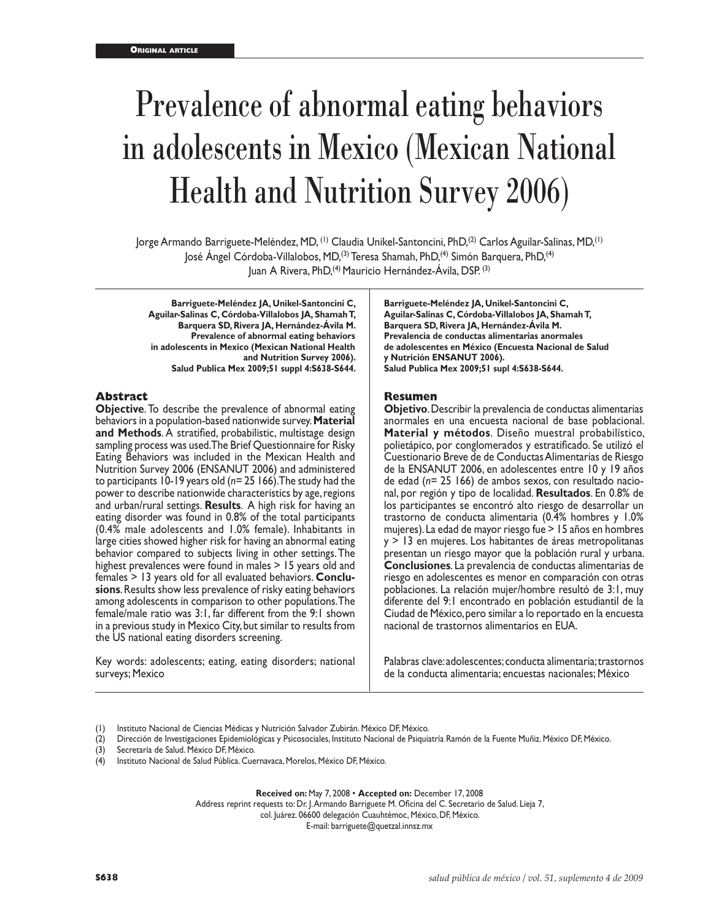**Original article**

# Prevalence of abnormal eating behaviors in adolescents in Mexico (Mexican National Health and Nutrition Survey 2006)

Jorge Armando Barriguete-Meléndez, MD, [1] Claudia Unikel-Santoncini, PhD,[2] Carlos Aguilar-Salinas, MD,[1] José Ángel Córdoba-Villalobos, MD,[3] Teresa Shamah, PhD,[4] Simón Barquera, PhD,[4] Juan A Rivera, PhD,[4] Mauricio Hernández-Ávila, DSP. [3]

**Barriguete-Meléndez JA, Unikel-Santoncini C, Aguilar-Salinas C, Córdoba-Villalobos JA, Shamah T, Barquera SD, Rivera JA, Hernández-Ávila M. Prevalence of abnormal eating behaviors in adolescents in Mexico (Mexican National Health and Nutrition Survey 2006). Salud Publica Mex 2009;51 suppl 4:S638-S644.**

## Abstract

**Objective**. To describe the prevalence of abnormal eating behaviors in a population-based nationwide survey. **Material and Methods**. A stratified, probabilistic, multistage design sampling process was used. The Brief Questionnaire for Risky Eating Behaviors was included in the Mexican Health and Nutrition Survey 2006 (ENSANUT 2006) and administered to participants 10-19 years old (*n*= 25 166). The study had the power to describe nationwide characteristics by age, regions and urban/rural settings. **Results**. A high risk for having an eating disorder was found in 0.8% of the total participants (0.4% male adolescents and 1.0% female). Inhabitants in large cities showed higher risk for having an abnormal eating behavior compared to subjects living in other settings. The highest prevalences were found in males > 15 years old and females > 13 years old for all evaluated behaviors. **Conclusions**. Results show less prevalence of risky eating behaviors among adolescents in comparison to other populations. The female/male ratio was 3:1, far different from the 9:1 shown in a previous study in Mexico City, but similar to results from the US national eating disorders screening.

Key words: adolescents; eating, eating disorders; national surveys; Mexico

**Barriguete-Meléndez JA, Unikel-Santoncini C, Aguilar-Salinas C, Córdoba-Villalobos JA, Shamah T, Barquera SD, Rivera JA, Hernández-Ávila M. Prevalencia de conductas alimentarias anormales de adolescentes en México (Encuesta Nacional de Salud y Nutrición ENSANUT 2006). Salud Publica Mex 2009;51 supl 4:S638-S644.**

## Resumen

**Objetivo**. Describir la prevalencia de conductas alimentarias anormales en una encuesta nacional de base poblacional. **Material y métodos**. Diseño muestral probabilístico, polietápico, por conglomerados y estratificado. Se utilizó el Cuestionario Breve de de Conductas Alimentarias de Riesgo de la ENSANUT 2006, en adolescentes entre 10 y 19 años de edad (*n*= 25 166) de ambos sexos, con resultado nacional, por región y tipo de localidad. **Resultados**. En 0.8% de los participantes se encontró alto riesgo de desarrollar un trastorno de conducta alimentaria (0.4% hombres y 1.0% mujeres). La edad de mayor riesgo fue > 15 años en hombres y > 13 en mujeres. Los habitantes de áreas metropolitanas presentan un riesgo mayor que la población rural y urbana. **Conclusiones**. La prevalencia de conductas alimentarias de riesgo en adolescentes es menor en comparación con otras poblaciones. La relación mujer/hombre resultó de 3:1, muy diferente del 9:1 encontrado en población estudiantil de la Ciudad de México, pero similar a lo reportado en la encuesta nacional de trastornos alimentarios en EUA.

Palabras clave: adolescentes; conducta alimentaria; trastornos de la conducta alimentaria; encuestas nacionales; México

(1) Instituto Nacional de Ciencias Médicas y Nutrición Salvador Zubirán. México DF, México.
(2) Dirección de Investigaciones Epidemiológicas y Psicosociales, Instituto Nacional de Psiquiatría Ramón de la Fuente Muñiz. México DF, México.
(3) Secretaría de Salud. México DF, México.
(4) Instituto Nacional de Salud Pública. Cuernavaca, Morelos, México DF, México.

**Received on:** May 7, 2008 • **Accepted on:** December 17, 2008
Address reprint requests to: Dr. J. Armando Barriguete M. Oficina del C. Secretario de Salud. Lieja 7, col. Juárez. 06600 delegación Cuauhtémoc, México, DF, México.
E-mail: barriguete@quetzal.innsz.mx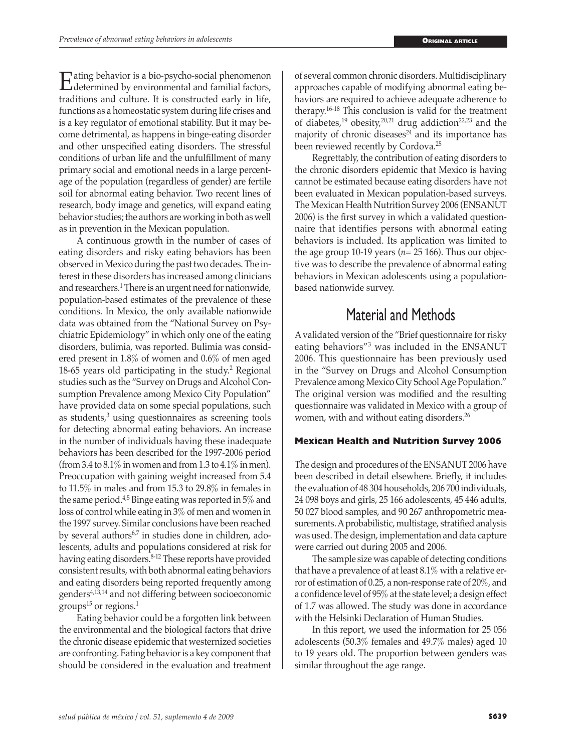Eating behavior is a bio-psycho-social phenomenon determined by environmental and familial factors, traditions and culture. It is constructed early in life, functions as a homeostatic system during life crises and is a key regulator of emotional stability. But it may become detrimental, as happens in binge-eating disorder and other unspecified eating disorders. The stressful conditions of urban life and the unfulfillment of many primary social and emotional needs in a large percentage of the population (regardless of gender) are fertile soil for abnormal eating behavior. Two recent lines of research, body image and genetics, will expand eating behavior studies; the authors are working in both as well as in prevention in the Mexican population.

A continuous growth in the number of cases of eating disorders and risky eating behaviors has been observed in Mexico during the past two decades. The interest in these disorders has increased among clinicians and researchers.[1] There is an urgent need for nationwide, population-based estimates of the prevalence of these conditions. In Mexico, the only available nationwide data was obtained from the "National Survey on Psychiatric Epidemiology" in which only one of the eating disorders, bulimia, was reported. Bulimia was considered present in 1.8% of women and 0.6% of men aged 18-65 years old participating in the study.[2] Regional studies such as the "Survey on Drugs and Alcohol Consumption Prevalence among Mexico City Population" have provided data on some special populations, such as students,[3] using questionnaires as screening tools for detecting abnormal eating behaviors. An increase in the number of individuals having these inadequate behaviors has been described for the 1997-2006 period (from 3.4 to 8.1% in women and from 1.3 to 4.1% in men). Preoccupation with gaining weight increased from 5.4 to 11.5% in males and from 15.3 to 29.8% in females in the same period.[4,5] Binge eating was reported in 5% and loss of control while eating in 3% of men and women in the 1997 survey. Similar conclusions have been reached by several authors[6,7] in studies done in children, adolescents, adults and populations considered at risk for having eating disorders.[8-12] These reports have provided consistent results, with both abnormal eating behaviors and eating disorders being reported frequently among genders[4,13,14] and not differing between socioeconomic groups[15] or regions.[1]

Eating behavior could be a forgotten link between the environmental and the biological factors that drive the chronic disease epidemic that westernized societies are confronting. Eating behavior is a key component that should be considered in the evaluation and treatment of several common chronic disorders. Multidisciplinary approaches capable of modifying abnormal eating behaviors are required to achieve adequate adherence to therapy.[16-18] This conclusion is valid for the treatment of diabetes,[19] obesity,[20,21] drug addiction[22,23] and the majority of chronic diseases[24] and its importance has been reviewed recently by Cordova.[25]

Regrettably, the contribution of eating disorders to the chronic disorders epidemic that Mexico is having cannot be estimated because eating disorders have not been evaluated in Mexican population-based surveys. The Mexican Health Nutrition Survey 2006 (ENSANUT 2006) is the first survey in which a validated questionnaire that identifies persons with abnormal eating behaviors is included. Its application was limited to the age group 10-19 years (*n*= 25 166). Thus our objective was to describe the prevalence of abnormal eating behaviors in Mexican adolescents using a population-based nationwide survey.

# Material and Methods

A validated version of the "Brief questionnaire for risky eating behaviors"[3] was included in the ENSANUT 2006. This questionnaire has been previously used in the "Survey on Drugs and Alcohol Consumption Prevalence among Mexico City School Age Population." The original version was modified and the resulting questionnaire was validated in Mexico with a group of women, with and without eating disorders.[26]

### Mexican Health and Nutrition Survey 2006

The design and procedures of the ENSANUT 2006 have been described in detail elsewhere. Briefly, it includes the evaluation of 48 304 households, 206 700 individuals, 24 098 boys and girls, 25 166 adolescents, 45 446 adults, 50 027 blood samples, and 90 267 anthropometric measurements. A probabilistic, multistage, stratified analysis was used. The design, implementation and data capture were carried out during 2005 and 2006.

The sample size was capable of detecting conditions that have a prevalence of at least 8.1% with a relative error of estimation of 0.25, a non-response rate of 20%, and a confidence level of 95% at the state level; a design effect of 1.7 was allowed. The study was done in accordance with the Helsinki Declaration of Human Studies.

In this report, we used the information for 25 056 adolescents (50.3% females and 49.7% males) aged 10 to 19 years old. The proportion between genders was similar throughout the age range.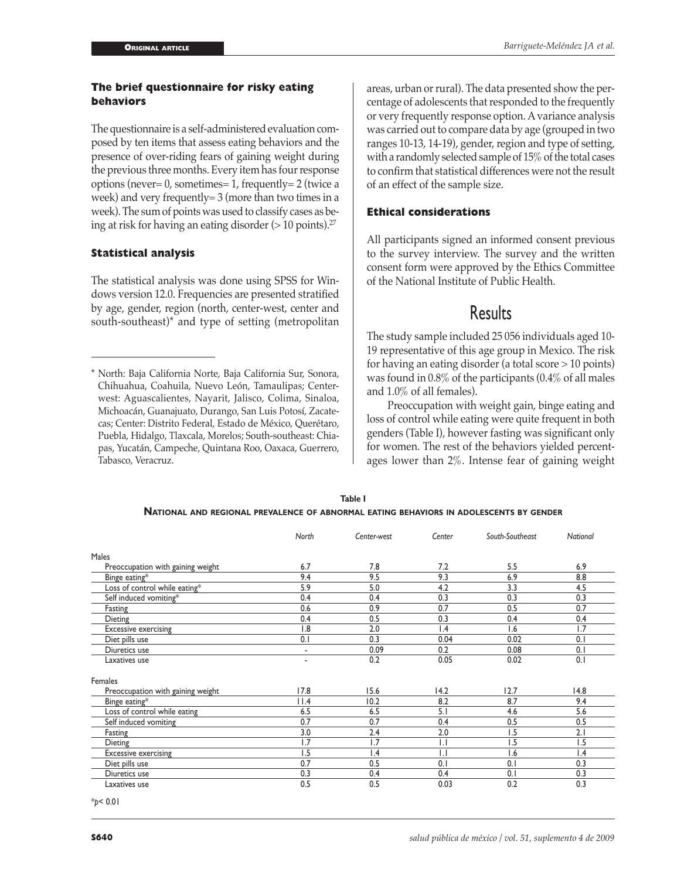### The brief questionnaire for risky eating behaviors

The questionnaire is a self-administered evaluation composed by ten items that assess eating behaviors and the presence of over-riding fears of gaining weight during the previous three months. Every item has four response options (never= 0, sometimes= 1, frequently= 2 (twice a week) and very frequently= 3 (more than two times in a week). The sum of points was used to classify cases as being at risk for having an eating disorder (> 10 points).[27]

### Statistical analysis

The statistical analysis was done using SPSS for Windows version 12.0. Frequencies are presented stratified by age, gender, region (north, center-west, center and south-southeast)* and type of setting (metropolitan areas, urban or rural). The data presented show the percentage of adolescents that responded to the frequently or very frequently response option. A variance analysis was carried out to compare data by age (grouped in two ranges 10-13, 14-19), gender, region and type of setting, with a randomly selected sample of 15% of the total cases to confirm that statistical differences were not the result of an effect of the sample size.

### Ethical considerations

All participants signed an informed consent previous to the survey interview. The survey and the written consent form were approved by the Ethics Committee of the National Institute of Public Health.

# Results

The study sample included 25 056 individuals aged 10-19 representative of this age group in Mexico. The risk for having an eating disorder (a total score > 10 points) was found in 0.8% of the participants (0.4% of all males and 1.0% of all females).

Preoccupation with weight gain, binge eating and loss of control while eating were quite frequent in both genders (Table I), however fasting was significant only for women. The rest of the behaviors yielded percentages lower than 2%. Intense fear of gaining weight

**Table I**

**National and regional prevalence of abnormal eating behaviors in adolescents by gender**

| | *North* | *Center-west* | *Center* | *South-Southeast* | *National* |
|---|---|---|---|---|---|
| Males | | | | | |
| Preoccupation with gaining weight | 6.7 | 7.8 | 7.2 | 5.5 | 6.9 |
| Binge eating* | 9.4 | 9.5 | 9.3 | 6.9 | 8.8 |
| Loss of control while eating* | 5.9 | 5.0 | 4.2 | 3.3 | 4.5 |
| Self induced vomiting* | 0.4 | 0.4 | 0.3 | 0.3 | 0.3 |
| Fasting | 0.6 | 0.9 | 0.7 | 0.5 | 0.7 |
| Dieting | 0.4 | 0.5 | 0.3 | 0.4 | 0.4 |
| Excessive exercising | 1.8 | 2.0 | 1.4 | 1.6 | 1.7 |
| Diet pills use | 0.1 | 0.3 | 0.04 | 0.02 | 0.1 |
| Diuretics use | - | 0.09 | 0.2 | 0.08 | 0.1 |
| Laxatives use | - | 0.2 | 0.05 | 0.02 | 0.1 |
| Females | | | | | |
| Preoccupation with gaining weight | 17.8 | 15.6 | 14.2 | 12.7 | 14.8 |
| Binge eating* | 11.4 | 10.2 | 8.2 | 8.7 | 9.4 |
| Loss of control while eating | 6.5 | 6.5 | 5.1 | 4.6 | 5.6 |
| Self induced vomiting | 0.7 | 0.7 | 0.4 | 0.5 | 0.5 |
| Fasting | 3.0 | 2.4 | 2.0 | 1.5 | 2.1 |
| Dieting | 1.7 | 1.7 | 1.1 | 1.5 | 1.5 |
| Excessive exercising | 1.5 | 1.4 | 1.1 | 1.6 | 1.4 |
| Diet pills use | 0.7 | 0.5 | 0.1 | 0.1 | 0.3 |
| Diuretics use | 0.3 | 0.4 | 0.4 | 0.1 | 0.3 |
| Laxatives use | 0.5 | 0.5 | 0.03 | 0.2 | 0.3 |

*$p < 0.01$

---

\* North: Baja California Norte, Baja California Sur, Sonora, Chihuahua, Coahuila, Nuevo León, Tamaulipas; Center-west: Aguascalientes, Nayarit, Jalisco, Colima, Sinaloa, Michoacán, Guanajuato, Durango, San Luis Potosí, Zacatecas; Center: Distrito Federal, Estado de México, Querétaro, Puebla, Hidalgo, Tlaxcala, Morelos; South-southeast: Chiapas, Yucatán, Campeche, Quintana Roo, Oaxaca, Guerrero, Tabasco, Veracruz.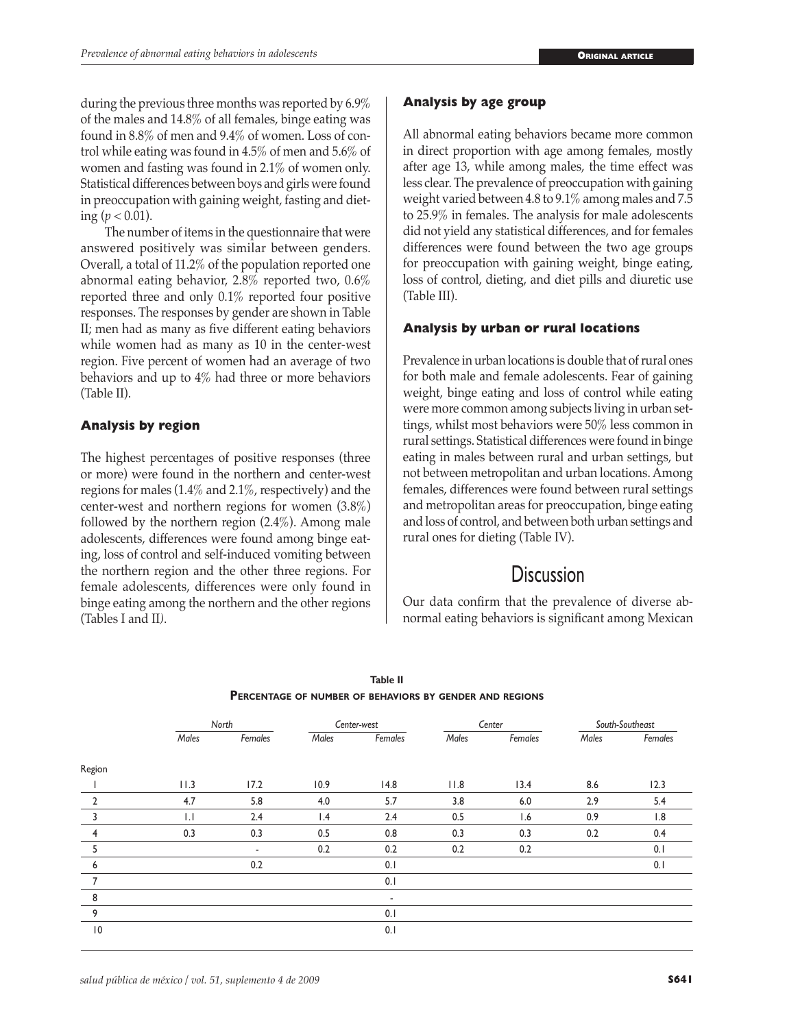during the previous three months was reported by 6.9% of the males and 14.8% of all females, binge eating was found in 8.8% of men and 9.4% of women. Loss of control while eating was found in 4.5% of men and 5.6% of women and fasting was found in 2.1% of women only. Statistical differences between boys and girls were found in preoccupation with gaining weight, fasting and dieting ($p < 0.01$).

The number of items in the questionnaire that were answered positively was similar between genders. Overall, a total of 11.2% of the population reported one abnormal eating behavior, 2.8% reported two, 0.6% reported three and only 0.1% reported four positive responses. The responses by gender are shown in Table II; men had as many as five different eating behaviors while women had as many as 10 in the center-west region. Five percent of women had an average of two behaviors and up to 4% had three or more behaviors (Table II).

### Analysis by region

The highest percentages of positive responses (three or more) were found in the northern and center-west regions for males (1.4% and 2.1%, respectively) and the center-west and northern regions for women (3.8%) followed by the northern region (2.4%). Among male adolescents, differences were found among binge eating, loss of control and self-induced vomiting between the northern region and the other three regions. For female adolescents, differences were only found in binge eating among the northern and the other regions (Tables I and II).

### Analysis by age group

All abnormal eating behaviors became more common in direct proportion with age among females, mostly after age 13, while among males, the time effect was less clear. The prevalence of preoccupation with gaining weight varied between 4.8 to 9.1% among males and 7.5 to 25.9% in females. The analysis for male adolescents did not yield any statistical differences, and for females differences were found between the two age groups for preoccupation with gaining weight, binge eating, loss of control, dieting, and diet pills and diuretic use (Table III).

### Analysis by urban or rural locations

Prevalence in urban locations is double that of rural ones for both male and female adolescents. Fear of gaining weight, binge eating and loss of control while eating were more common among subjects living in urban settings, whilst most behaviors were 50% less common in rural settings. Statistical differences were found in binge eating in males between rural and urban settings, but not between metropolitan and urban locations. Among females, differences were found between rural settings and metropolitan areas for preoccupation, binge eating and loss of control, and between both urban settings and rural ones for dieting (Table IV).

## Discussion

Our data confirm that the prevalence of diverse abnormal eating behaviors is significant among Mexican

**Table II**
**Percentage of number of behaviors by gender and regions**

| | *North* | | *Center-west* | | *Center* | | *South-Southeast* | |
|---|---|---|---|---|---|---|---|---|
| | *Males* | *Females* | *Males* | *Females* | *Males* | *Females* | *Males* | *Females* |
| Region | | | | | | | | |
| 1 | 11.3 | 17.2 | 10.9 | 14.8 | 11.8 | 13.4 | 8.6 | 12.3 |
| 2 | 4.7 | 5.8 | 4.0 | 5.7 | 3.8 | 6.0 | 2.9 | 5.4 |
| 3 | 1.1 | 2.4 | 1.4 | 2.4 | 0.5 | 1.6 | 0.9 | 1.8 |
| 4 | 0.3 | 0.3 | 0.5 | 0.8 | 0.3 | 0.3 | 0.2 | 0.4 |
| 5 | | - | 0.2 | 0.2 | 0.2 | 0.2 | | 0.1 |
| 6 | | 0.2 | | 0.1 | | | | 0.1 |
| 7 | | | | 0.1 | | | | |
| 8 | | | | - | | | | |
| 9 | | | | 0.1 | | | | |
| 10 | | | | 0.1 | | | | |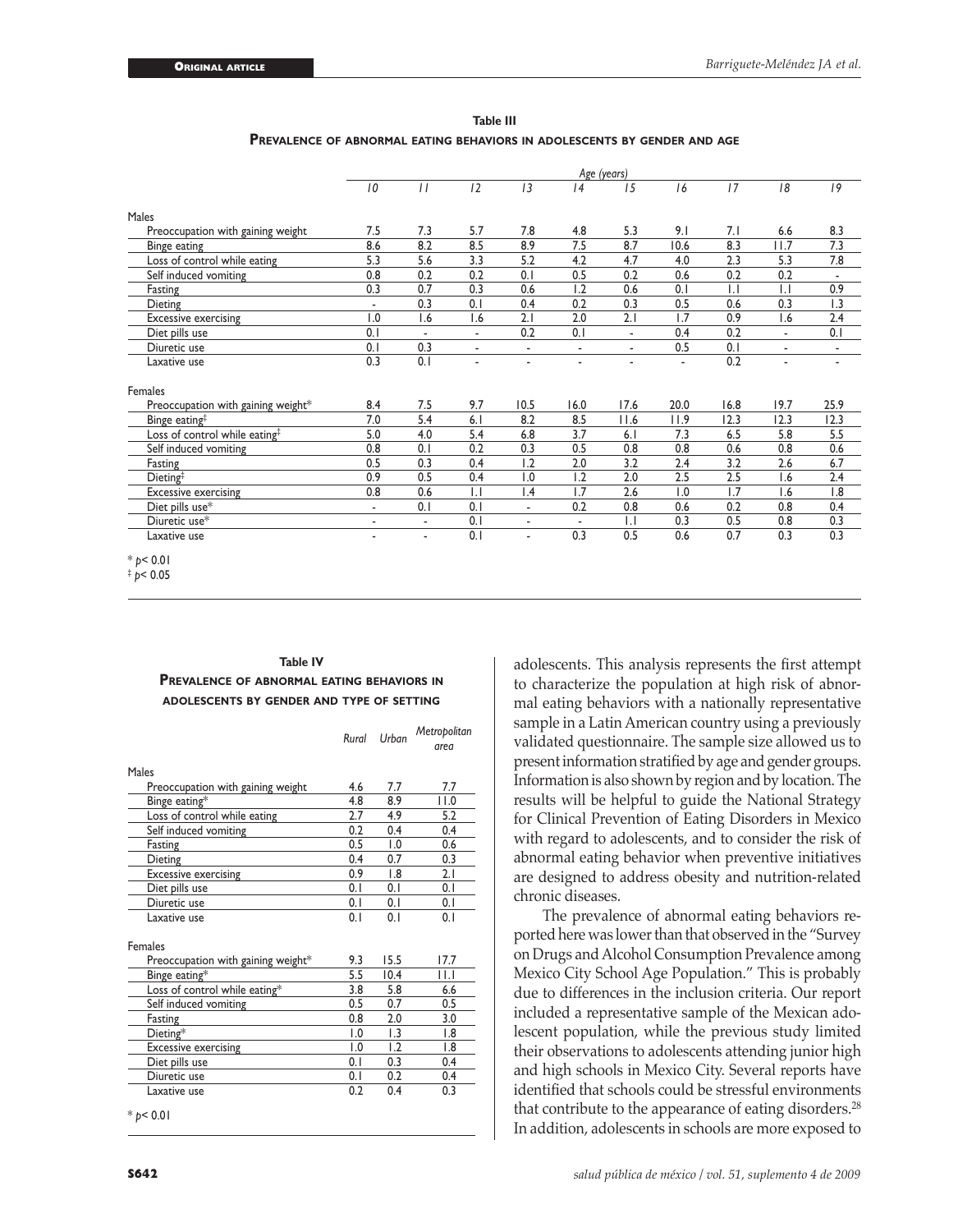**Table III**

**Prevalence of abnormal eating behaviors in adolescents by gender and age**

| | Age (years) | | | | | | | | | |
|---|---|---|---|---|---|---|---|---|---|---|
| | 10 | 11 | 12 | 13 | 14 | 15 | 16 | 17 | 18 | 19 |
| **Males** | | | | | | | | | | |
| Preoccupation with gaining weight | 7.5 | 7.3 | 5.7 | 7.8 | 4.8 | 5.3 | 9.1 | 7.1 | 6.6 | 8.3 |
| Binge eating | 8.6 | 8.2 | 8.5 | 8.9 | 7.5 | 8.7 | 10.6 | 8.3 | 11.7 | 7.3 |
| Loss of control while eating | 5.3 | 5.6 | 3.3 | 5.2 | 4.2 | 4.7 | 4.0 | 2.3 | 5.3 | 7.8 |
| Self induced vomiting | 0.8 | 0.2 | 0.2 | 0.1 | 0.5 | 0.2 | 0.6 | 0.2 | 0.2 | - |
| Fasting | 0.3 | 0.7 | 0.3 | 0.6 | 1.2 | 0.6 | 0.1 | 1.1 | 1.1 | 0.9 |
| Dieting | - | 0.3 | 0.1 | 0.4 | 0.2 | 0.3 | 0.5 | 0.6 | 0.3 | 1.3 |
| Excessive exercising | 1.0 | 1.6 | 1.6 | 2.1 | 2.0 | 2.1 | 1.7 | 0.9 | 1.6 | 2.4 |
| Diet pills use | 0.1 | - | - | 0.2 | 0.1 | - | 0.4 | 0.2 | - | 0.1 |
| Diuretic use | 0.1 | 0.3 | - | - | - | - | 0.5 | 0.1 | - | - |
| Laxative use | 0.3 | 0.1 | - | - | - | - | - | 0.2 | - | - |
| **Females** | | | | | | | | | | |
| Preoccupation with gaining weight* | 8.4 | 7.5 | 9.7 | 10.5 | 16.0 | 17.6 | 20.0 | 16.8 | 19.7 | 25.9 |
| Binge eating‡ | 7.0 | 5.4 | 6.1 | 8.2 | 8.5 | 11.6 | 11.9 | 12.3 | 12.3 | 12.3 |
| Loss of control while eating‡ | 5.0 | 4.0 | 5.4 | 6.8 | 3.7 | 6.1 | 7.3 | 6.5 | 5.8 | 5.5 |
| Self induced vomiting | 0.8 | 0.1 | 0.2 | 0.3 | 0.5 | 0.8 | 0.8 | 0.6 | 0.8 | 0.6 |
| Fasting | 0.5 | 0.3 | 0.4 | 1.2 | 2.0 | 3.2 | 2.4 | 3.2 | 2.6 | 6.7 |
| Dieting‡ | 0.9 | 0.5 | 0.4 | 1.0 | 1.2 | 2.0 | 2.5 | 2.5 | 1.6 | 2.4 |
| Excessive exercising | 0.8 | 0.6 | 1.1 | 1.4 | 1.7 | 2.6 | 1.0 | 1.7 | 1.6 | 1.8 |
| Diet pills use* | - | 0.1 | 0.1 | - | 0.2 | 0.8 | 0.6 | 0.2 | 0.8 | 0.4 |
| Diuretic use* | - | - | 0.1 | - | - | 1.1 | 0.3 | 0.5 | 0.8 | 0.3 |
| Laxative use | - | - | 0.1 | - | 0.3 | 0.5 | 0.6 | 0.7 | 0.3 | 0.3 |

* $p < 0.01$
‡ $p < 0.05$

**Table IV**

**Prevalence of abnormal eating behaviors in adolescents by gender and type of setting**

| | Rural | Urban | Metropolitan area |
|---|---|---|---|
| **Males** | | | |
| Preoccupation with gaining weight | 4.6 | 7.7 | 7.7 |
| Binge eating* | 4.8 | 8.9 | 11.0 |
| Loss of control while eating | 2.7 | 4.9 | 5.2 |
| Self induced vomiting | 0.2 | 0.4 | 0.4 |
| Fasting | 0.5 | 1.0 | 0.6 |
| Dieting | 0.4 | 0.7 | 0.3 |
| Excessive exercising | 0.9 | 1.8 | 2.1 |
| Diet pills use | 0.1 | 0.1 | 0.1 |
| Diuretic use | 0.1 | 0.1 | 0.1 |
| Laxative use | 0.1 | 0.1 | 0.1 |
| **Females** | | | |
| Preoccupation with gaining weight* | 9.3 | 15.5 | 17.7 |
| Binge eating* | 5.5 | 10.4 | 11.1 |
| Loss of control while eating* | 3.8 | 5.8 | 6.6 |
| Self induced vomiting | 0.5 | 0.7 | 0.5 |
| Fasting | 0.8 | 2.0 | 3.0 |
| Dieting* | 1.0 | 1.3 | 1.8 |
| Excessive exercising | 1.0 | 1.2 | 1.8 |
| Diet pills use | 0.1 | 0.3 | 0.4 |
| Diuretic use | 0.1 | 0.2 | 0.4 |
| Laxative use | 0.2 | 0.4 | 0.3 |

* $p < 0.01$

adolescents. This analysis represents the first attempt to characterize the population at high risk of abnormal eating behaviors with a nationally representative sample in a Latin American country using a previously validated questionnaire. The sample size allowed us to present information stratified by age and gender groups. Information is also shown by region and by location. The results will be helpful to guide the National Strategy for Clinical Prevention of Eating Disorders in Mexico with regard to adolescents, and to consider the risk of abnormal eating behavior when preventive initiatives are designed to address obesity and nutrition-related chronic diseases.

The prevalence of abnormal eating behaviors reported here was lower than that observed in the "Survey on Drugs and Alcohol Consumption Prevalence among Mexico City School Age Population." This is probably due to differences in the inclusion criteria. Our report included a representative sample of the Mexican adolescent population, while the previous study limited their observations to adolescents attending junior high and high schools in Mexico City. Several reports have identified that schools could be stressful environments that contribute to the appearance of eating disorders.[28] In addition, adolescents in schools are more exposed to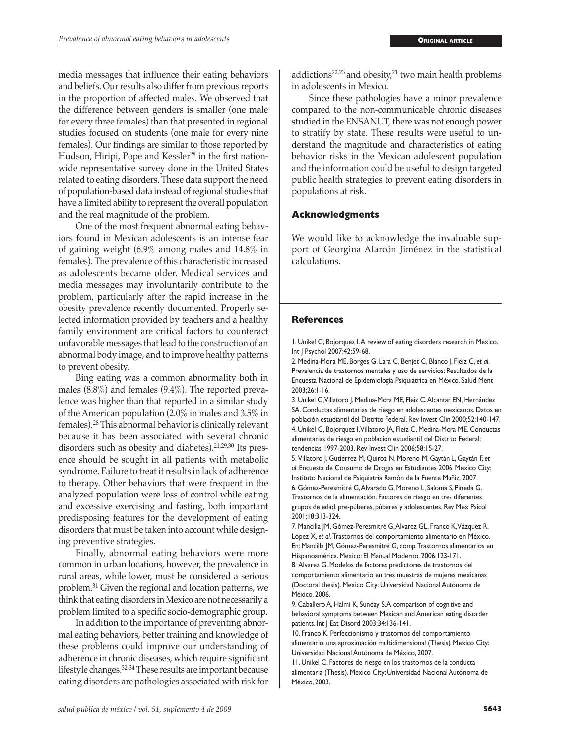media messages that influence their eating behaviors and beliefs. Our results also differ from previous reports in the proportion of affected males. We observed that the difference between genders is smaller (one male for every three females) than that presented in regional studies focused on students (one male for every nine females). Our findings are similar to those reported by Hudson, Hiripi, Pope and Kessler[28] in the first nationwide representative survey done in the United States related to eating disorders. These data support the need of population-based data instead of regional studies that have a limited ability to represent the overall population and the real magnitude of the problem.

One of the most frequent abnormal eating behaviors found in Mexican adolescents is an intense fear of gaining weight (6.9% among males and 14.8% in females). The prevalence of this characteristic increased as adolescents became older. Medical services and media messages may involuntarily contribute to the problem, particularly after the rapid increase in the obesity prevalence recently documented. Properly selected information provided by teachers and a healthy family environment are critical factors to counteract unfavorable messages that lead to the construction of an abnormal body image, and to improve healthy patterns to prevent obesity.

Bing eating was a common abnormality both in males (8.8%) and females (9.4%). The reported prevalence was higher than that reported in a similar study of the American population (2.0% in males and 3.5% in females).[28] This abnormal behavior is clinically relevant because it has been associated with several chronic disorders such as obesity and diabetes).[21,29,30] Its presence should be sought in all patients with metabolic syndrome. Failure to treat it results in lack of adherence to therapy. Other behaviors that were frequent in the analyzed population were loss of control while eating and excessive exercising and fasting, both important predisposing features for the development of eating disorders that must be taken into account while designing preventive strategies.

Finally, abnormal eating behaviors were more common in urban locations, however, the prevalence in rural areas, while lower, must be considered a serious problem.[31] Given the regional and location patterns, we think that eating disorders in Mexico are not necessarily a problem limited to a specific socio-demographic group.

In addition to the importance of preventing abnormal eating behaviors, better training and knowledge of these problems could improve our understanding of adherence in chronic diseases, which require significant lifestyle changes.[32-34] These results are important because eating disorders are pathologies associated with risk for addictions[22,23] and obesity,[21] two main health problems in adolescents in Mexico.

Since these pathologies have a minor prevalence compared to the non-communicable chronic diseases studied in the ENSANUT, there was not enough power to stratify by state. These results were useful to understand the magnitude and characteristics of eating behavior risks in the Mexican adolescent population and the information could be useful to design targeted public health strategies to prevent eating disorders in populations at risk.

## Acknowledgments

We would like to acknowledge the invaluable support of Georgina Alarcón Jiménez in the statistical calculations.

## References

1. Unikel C, Bojorquez I. A review of eating disorders research in Mexico. Int J Psychol 2007;42:59-68.
2. Medina-Mora ME, Borges G, Lara C, Benjet C, Blanco J, Fleiz C, *et al*. Prevalencia de trastornos mentales y uso de servicios: Resultados de la Encuesta Nacional de Epidemiología Psiquiátrica en México. Salud Ment 2003;26:1-16.
3. Unikel C, Villatoro J, Medina-Mora ME, Fleiz C, Alcantar EN, Hernández SA. Conductas alimentarias de riesgo en adolescentes mexicanos. Datos en población estudiantil del Distrito Federal. Rev Invest Clin 2000;52:140-147.
4. Unikel C, Bojorquez I, Villatoro JA, Fleiz C, Medina-Mora ME. Conductas alimentarias de riesgo en población estudiantil del Distrito Federal: tendencias 1997-2003. Rev Invest Clin 2006;58:15-27.
5. Villatoro J, Gutiérrez M, Quiroz N, Moreno M, Gaytán L, Gaytán F, *et al*. Encuesta de Consumo de Drogas en Estudiantes 2006. Mexico City: Instituto Nacional de Psiquiatría Ramón de la Fuente Muñiz, 2007.
6. Gómez-Peresmitré G, Alvarado G, Moreno L, Saloma S, Pineda G. Trastornos de la alimentación. Factores de riesgo en tres diferentes grupos de edad: pre-púberes, púberes y adolescentes. Rev Mex Psicol 2001;18:313-324.
7. Mancilla JM, Gómez-Peresmitré G, Alvarez GL, Franco K, Vázquez R, López X, *et al*. Trastornos del comportamiento alimentario en México. En: Mancilla JM, Gómez-Peresmitré G, comp. Trastornos alimentarios en Hispanoamérica. Mexico: El Manual Moderno, 2006:123-171.
8. Alvarez G. Modelos de factores predictores de trastornos del comportamiento alimentario en tres muestras de mujeres mexicanas (Doctoral thesis). Mexico City: Universidad Nacional Autónoma de México, 2006.
9. Caballero A, Halmi K, Sunday S. A comparison of cognitive and behavioral symptoms between Mexican and American eating disorder patients. Int J Eat Disord 2003;34:136-141.
10. Franco K. Perfeccionismo y trastornos del comportamiento alimentario: una aproximación multidimensional (Thesis). Mexico City: Universidad Nacional Autónoma de México, 2007.
11. Unikel C. Factores de riesgo en los trastornos de la conducta alimentaria (Thesis). Mexico City: Universidad Nacional Autónoma de México, 2003.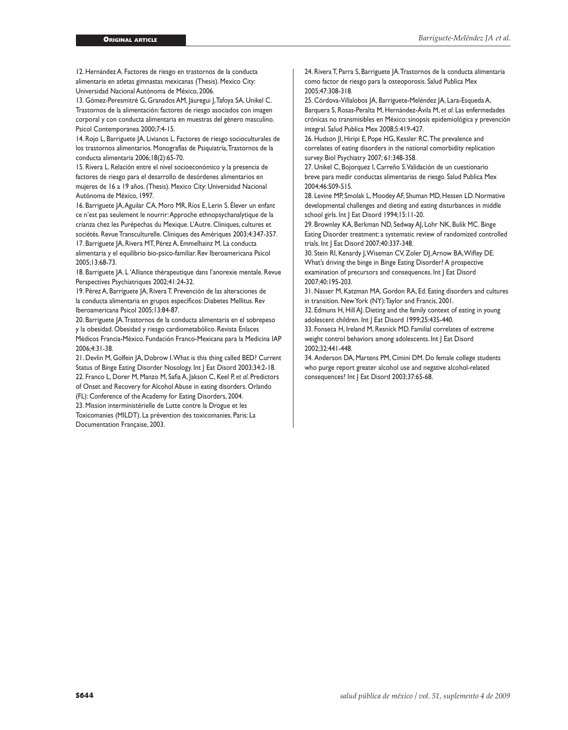12. Hernández A. Factores de riesgo en trastornos de la conducta alimentaria en atletas gimnastas mexicanas (Thesis). Mexico City: Universidad Nacional Autónoma de México, 2006.

13. Gómez-Peresmitré G, Granados AM, Jáuregui J, Tafoya SA, Unikel C. Trastornos de la alimentación: factores de riesgo asociados con imagen corporal y con conducta alimentaria en muestras del género masculino. Psicol Contemporanea 2000;7:4-15.

14. Rojo L, Barriguete JA, Livianos L. Factores de riesgo socioculturales de los trastornos alimentarios. Monografías de Psiquiatría, Trastornos de la conducta alimentaria 2006;18(2):65-70.

15. Rivera L. Relación entre el nivel socioeconómico y la presencia de factores de riesgo para el desarrollo de desórdenes alimentarios en mujeres de 16 a 19 años. (Thesis). Mexico City: Universidad Nacional Autónoma de México, 1997.

16. Barriguete JA, Aguilar CA, Moro MR, Ríos E, Lerin S. Élever un enfant ce n'est pas seulement le nourrir: Approche ethnopsychanalytique de la crianza chez les Purépechas du Mexique. L'Autre. Cliniques, cultures et sociétés. Revue Transculturelle. Cliniques des Amériques 2003;4:347-357.

17. Barriguete JA, Rivera MT, Pérez A, Emmelhainz M. La conducta alimentaria y el equilibrio bio-psico-familiar. Rev Iberoamericana Psicol 2005;13:68-73.

18. Barriguete JA. L 'Alliance thérapeutique dans l'anorexie mentale. Revue Perspectives Psychiatriques 2002;41:24-32.

19. Pérez A, Barriguete JA, Rivera T. Prevención de las alteraciones de la conducta alimentaria en grupos específicos: Diabetes Mellitus. Rev Iberoamericana Psicol 2005;13:84-87.

20. Barriguete JA. Trastornos de la conducta alimentaria en el sobrepeso y la obesidad. Obesidad y riesgo cardiometabólico. Revista Enlaces Médicos Francia-México. Fundación Franco-Mexicana para la Medicina IAP 2006;4:31-38.

21. Devlin M, Golfein JA, Dobrow I. What is this thing called BED? Current Status of Binge Eating Disorder Nosology. Int J Eat Disord 2003;34:2-18.

22. Franco L, Dorer M, Manzo M, Safia A, Jakson C, Keel P, *et al.* Predictors of Onset and Recovery for Alcohol Abuse in eating disorders. Orlando (FL): Conference of the Academy for Eating Disorders, 2004.

23. Mission interministérielle de Lutte contre la Drogue et les Toxicomanies (MILDT). La prévention des toxicomanies. Paris: La Documentation Française, 2003.

24. Rivera T, Parra S, Barriguete JA. Trastornos de la conducta alimentaria como factor de riesgo para la osteoporosis. Salud Publica Mex 2005;47:308-318.

25. Córdova-Villalobos JA, Barriguete-Meléndez JA, Lara-Esqueda A, Barquera S, Rosas-Peralta M, Hernández-Ávila M, *et al.* Las enfermedades crónicas no transmisibles en México: sinopsis epidemiológica y prevención integral. Salud Publica Mex 2008;5:419-427.

26. Hudson JI, Hiripi E, Pope HG, Kessler RC. The prevalence and correlates of eating disorders in the national comorbidity replication survey. Biol Psychiatry 2007; 61:348-358.

27. Unikel C, Bojorquez I, Carreño S. Validación de un cuestionario breve para medir conductas alimentarias de riesgo. Salud Publica Mex 2004;46:509-515.

28. Levine MP, Smolak L, Moodey AF, Shuman MD, Hessen LD. Normative developmental challenges and dieting and eating disturbances in middle school girls. Int J Eat Disord 1994;15:11-20.

29. Brownley KA, Berkman ND, Sedway AJ, Lohr NK, Bulik MC. Binge Eating Disorder treatment: a systematic review of randomized controlled trials. Int J Eat Disord 2007;40:337-348.

30. Stein RI, Kenardy J, Wiseman CV, Zoler DJ, Arnow BA, Wifley DE. What's driving the binge in Binge Eating Disorder? A prospective examination of precursors and consequences. Int J Eat Disord 2007;40:195-203.

31. Nasser M, Katzman MA, Gordon RA, Ed. Eating disorders and cultures in transition. New York (NY): Taylor and Francis, 2001.

32. Edmuns H, Hill AJ. Dieting and the family context of eating in young adolescent children. Int J Eat Disord 1999;25:435-440.

33. Fonseca H, Ireland M, Resnick MD. Familial correlates of extreme weight control behaviors among adolescents. Int J Eat Disord 2002;32:441-448.

34. Anderson DA, Martens PM, Cimini DM. Do female college students who purge report greater alcohol use and negative alcohol-related consequences? Int J Eat Disord 2003;37:65-68.